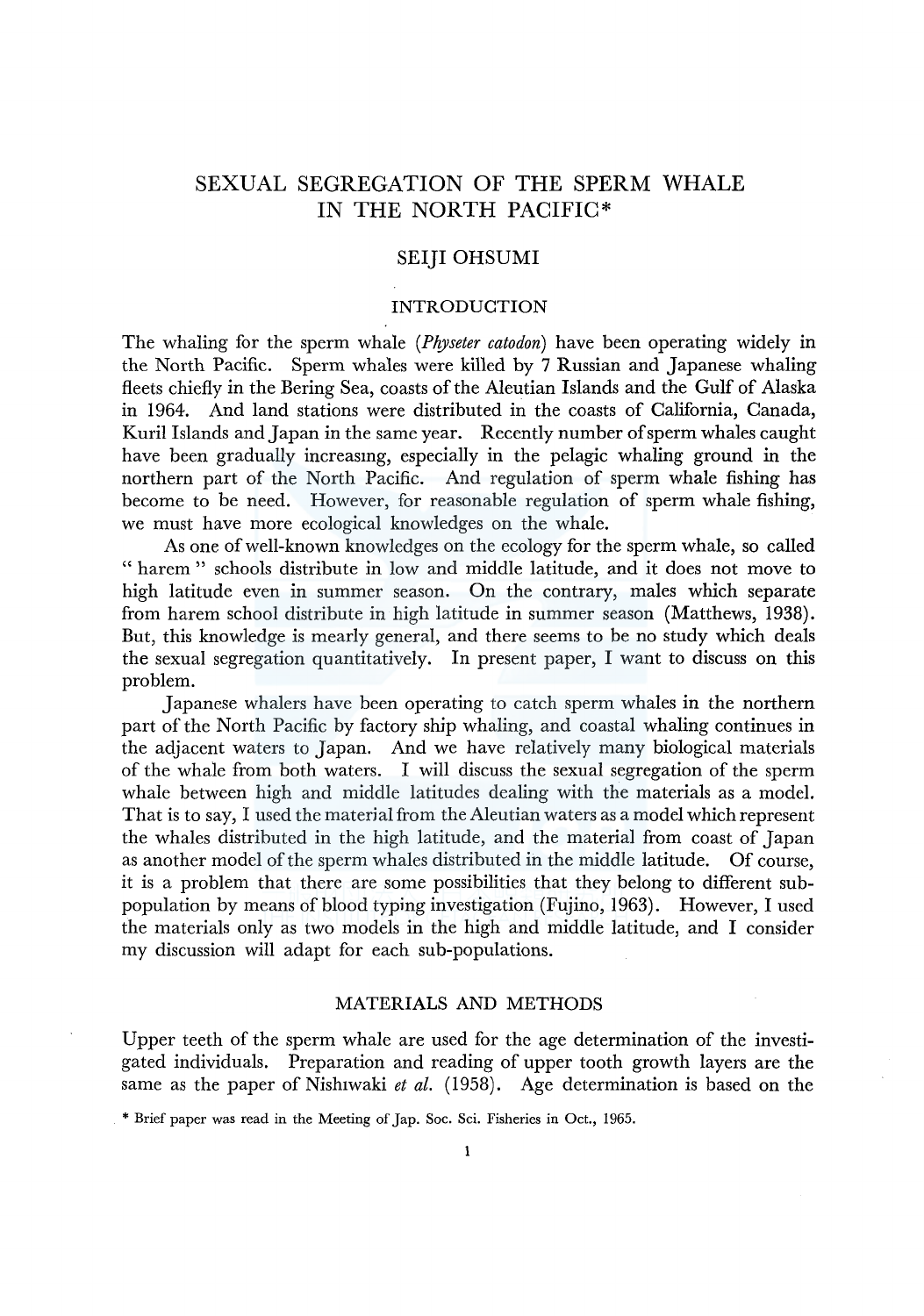# SEXUAL SEGREGATION OF THE SPERM WHALE IN THE NORTH PACIFIC*

SEIJI OHSUMI

## INTRODUCTION

The whaling for the sperm whale (*Physeter catodon*) have been operating widely in the North Pacific. Sperm whales were killed by 7 Russian and Japanese whaling fleets chiefly in the Bering Sea, coasts of the Aleutian Islands and the Gulf of Alaska in 1964. And land stations were distributed in the coasts of California, Canada, Kuril Islands and Japan in the same year. Recently number of sperm whales caught have been gradually increasing, especially in the pelagic whaling ground in the northern part of the North Pacific. And regulation of sperm whale fishing has become to be need. However, for reasonable regulation of sperm whale fishing, we must have more ecological knowledges on the whale.

As one of well-known knowledges on the ecology for the sperm whale, so called " harem " schools distribute in low and middle latitude, and it does not move to high latitude even in summer season. On the contrary, males which separate from harem school distribute in high latitude in summer season (Matthews, 1938). But, this knowledge is mearly general, and there seems to be no study which deals the sexual segregation quantitatively. In present paper, I want to discuss on this problem.

Japanese whalers have been operating to catch sperm whales in the northern part of the North Pacific by factory ship whaling, and coastal whaling continues in the adjacent waters to Japan. And we have relatively many biological materials of the whale from both waters. I will discuss the sexual segregation of the sperm whale between high and middle latitudes dealing with the materials as a model. That is to say, I used the material from the Aleutian waters as a model which represent the whales distributed in the high latitude, and the material from coast of Japan as another model of the sperm whales distributed in the middle latitude. Of course, it is a problem that there are some possibilities that they belong to different sub-population by means of blood typing investigation (Fujino, 1963). However, I used the materials only as two models in the high and middle latitude, and I consider my discussion will adapt for each sub-populations.

## MATERIALS AND METHODS

Upper teeth of the sperm whale are used for the age determination of the investigated individuals. Preparation and reading of upper tooth growth layers are the same as the paper of Nishiwaki *et al.* (1958). Age determination is based on the

* Brief paper was read in the Meeting of Jap. Soc. Sci. Fisheries in Oct., 1965.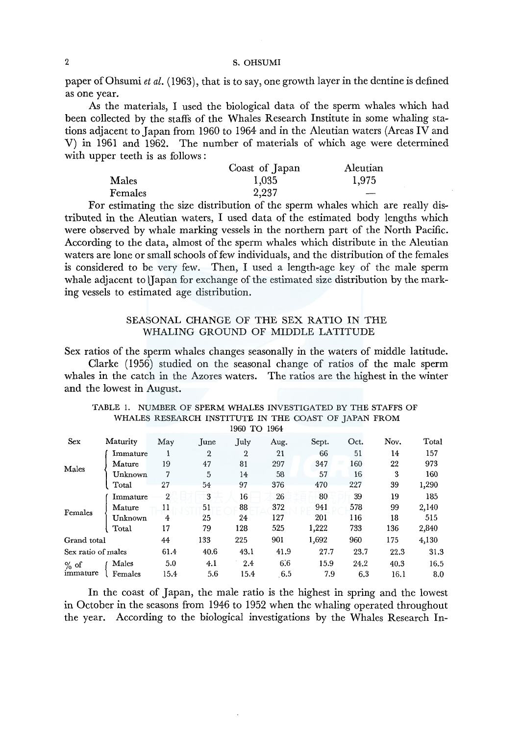paper of Ohsumi *et al.* (1963), that is to say, one growth layer in the dentine is defined as one year.

As the materials, I used the biological data of the sperm whales which had been collected by the staffs of the Whales Research Institute in some whaling stations adjacent to Japan from 1960 to 1964 and in the Aleutian waters (Areas IV and V) in 1961 and 1962. The number of materials of which age were determined with upper teeth is as follows:

| | Coast of Japan | Aleutian |
|---|---|---|
| Males | 1,035 | 1,975 |
| Females | 2,237 | — |

For estimating the size distribution of the sperm whales which are really distributed in the Aleutian waters, I used data of the estimated body lengths which were observed by whale marking vessels in the northern part of the North Pacific. According to the data, almost of the sperm whales which distribute in the Aleutian waters are lone or small schools of few individuals, and the distribution of the females is considered to be very few. Then, I used a length-age key of the male sperm whale adjacent to Japan for exchange of the estimated size distribution by the marking vessels to estimated age distribution.

## SEASONAL CHANGE OF THE SEX RATIO IN THE WHALING GROUND OF MIDDLE LATITUDE

Sex ratios of the sperm whales changes seasonally in the waters of middle latitude.

Clarke (1956) studied on the seasonal change of ratios of the male sperm whales in the catch in the Azores waters. The ratios are the highest in the winter and the lowest in August.

TABLE 1. NUMBER OF SPERM WHALES INVESTIGATED BY THE STAFFS OF WHALES RESEARCH INSTITUTE IN THE COAST OF JAPAN FROM 1960 TO 1964

| Sex | Maturity | May | June | July | Aug. | Sept. | Oct. | Nov. | Total |
|---|---|---|---|---|---|---|---|---|---|
| Males | Immature | 1 | 2 | 2 | 21 | 66 | 51 | 14 | 157 |
| | Mature | 19 | 47 | 81 | 297 | 347 | 160 | 22 | 973 |
| | Unknown | 7 | 5 | 14 | 58 | 57 | 16 | 3 | 160 |
| | Total | 27 | 54 | 97 | 376 | 470 | 227 | 39 | 1,290 |
| Females | Immature | 2 | 3 | 16 | 26 | 80 | 39 | 19 | 185 |
| | Mature | 11 | 51 | 88 | 372 | 941 | 578 | 99 | 2,140 |
| | Unknown | 4 | 25 | 24 | 127 | 201 | 116 | 18 | 515 |
| | Total | 17 | 79 | 128 | 525 | 1,222 | 733 | 136 | 2,840 |
| Grand total | | 44 | 133 | 225 | 901 | 1,692 | 960 | 175 | 4,130 |
| Sex ratio of males | | 61.4 | 40.6 | 43.1 | 41.9 | 27.7 | 23.7 | 22.3 | 31.3 |
| % of immature | Males | 5.0 | 4.1 | 2.4 | 6.6 | 15.9 | 24.2 | 40.3 | 16.5 |
| | Females | 15.4 | 5.6 | 15.4 | 6.5 | 7.9 | 6.3 | 16.1 | 8.0 |

In the coast of Japan, the male ratio is the highest in spring and the lowest in October in the seasons from 1946 to 1952 when the whaling operated throughout the year. According to the biological investigations by the Whales Research In-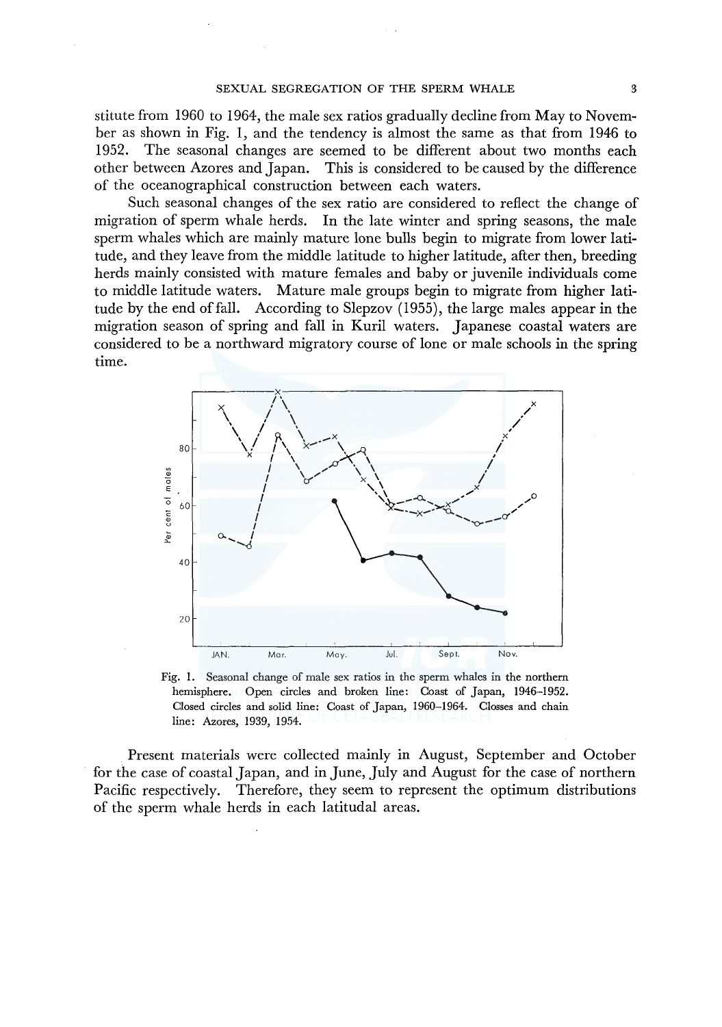stitute from 1960 to 1964, the male sex ratios gradually decline from May to November as shown in Fig. 1, and the tendency is almost the same as that from 1946 to 1952. The seasonal changes are seemed to be different about two months each other between Azores and Japan. This is considered to be caused by the difference of the oceanographical construction between each waters.

Such seasonal changes of the sex ratio are considered to reflect the change of migration of sperm whale herds. In the late winter and spring seasons, the male sperm whales which are mainly mature lone bulls begin to migrate from lower latitude, and they leave from the middle latitude to higher latitude, after then, breeding herds mainly consisted with mature females and baby or juvenile individuals come to middle latitude waters. Mature male groups begin to migrate from higher latitude by the end of fall. According to Slepzov (1955), the large males appear in the migration season of spring and fall in Kuril waters. Japanese coastal waters are considered to be a northward migratory course of lone or male schools in the spring time.

Fig. 1. Seasonal change of male sex ratios in the sperm whales in the northern hemisphere. Open circles and broken line: Coast of Japan, 1946–1952. Closed circles and solid line: Coast of Japan, 1960–1964. Closses and chain line: Azores, 1939, 1954.

Present materials were collected mainly in August, September and October for the case of coastal Japan, and in June, July and August for the case of northern Pacific respectively. Therefore, they seem to represent the optimum distributions of the sperm whale herds in each latitudal areas.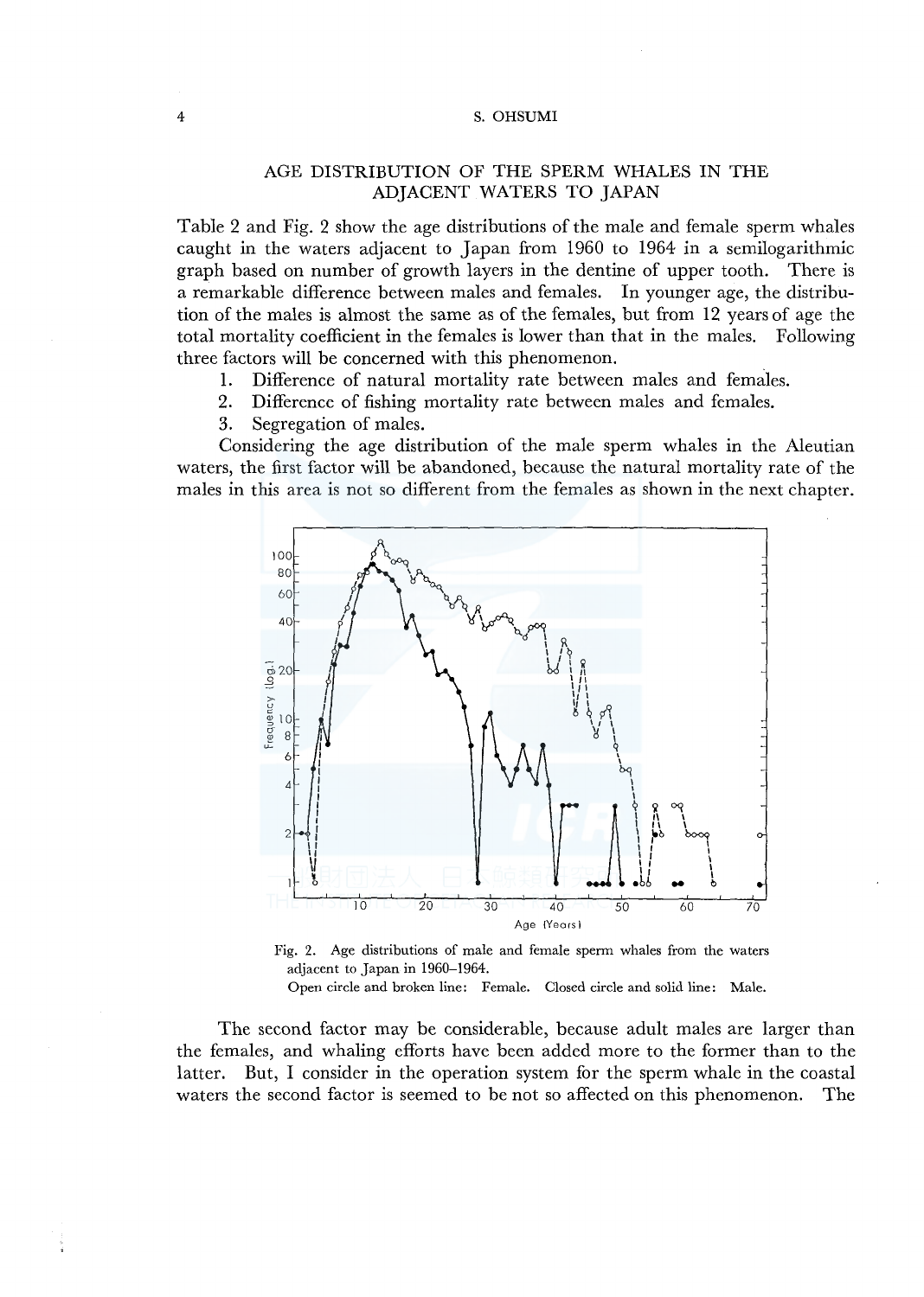## AGE DISTRIBUTION OF THE SPERM WHALES IN THE ADJACENT WATERS TO JAPAN

Table 2 and Fig. 2 show the age distributions of the male and female sperm whales caught in the waters adjacent to Japan from 1960 to 1964 in a semilogarithmic graph based on number of growth layers in the dentine of upper tooth. There is a remarkable difference between males and females. In younger age, the distribution of the males is almost the same as of the females, but from 12 years of age the total mortality coefficient in the females is lower than that in the males. Following three factors will be concerned with this phenomenon.

1. Difference of natural mortality rate between males and females.
2. Difference of fishing mortality rate between males and females.
3. Segregation of males.

Considering the age distribution of the male sperm whales in the Aleutian waters, the first factor will be abandoned, because the natural mortality rate of the males in this area is not so different from the females as shown in the next chapter.

Fig. 2. Age distributions of male and female sperm whales from the waters adjacent to Japan in 1960–1964.
Open circle and broken line: Female. Closed circle and solid line: Male.

The second factor may be considerable, because adult males are larger than the females, and whaling efforts have been added more to the former than to the latter. But, I consider in the operation system for the sperm whale in the coastal waters the second factor is seemed to be not so affected on this phenomenon. The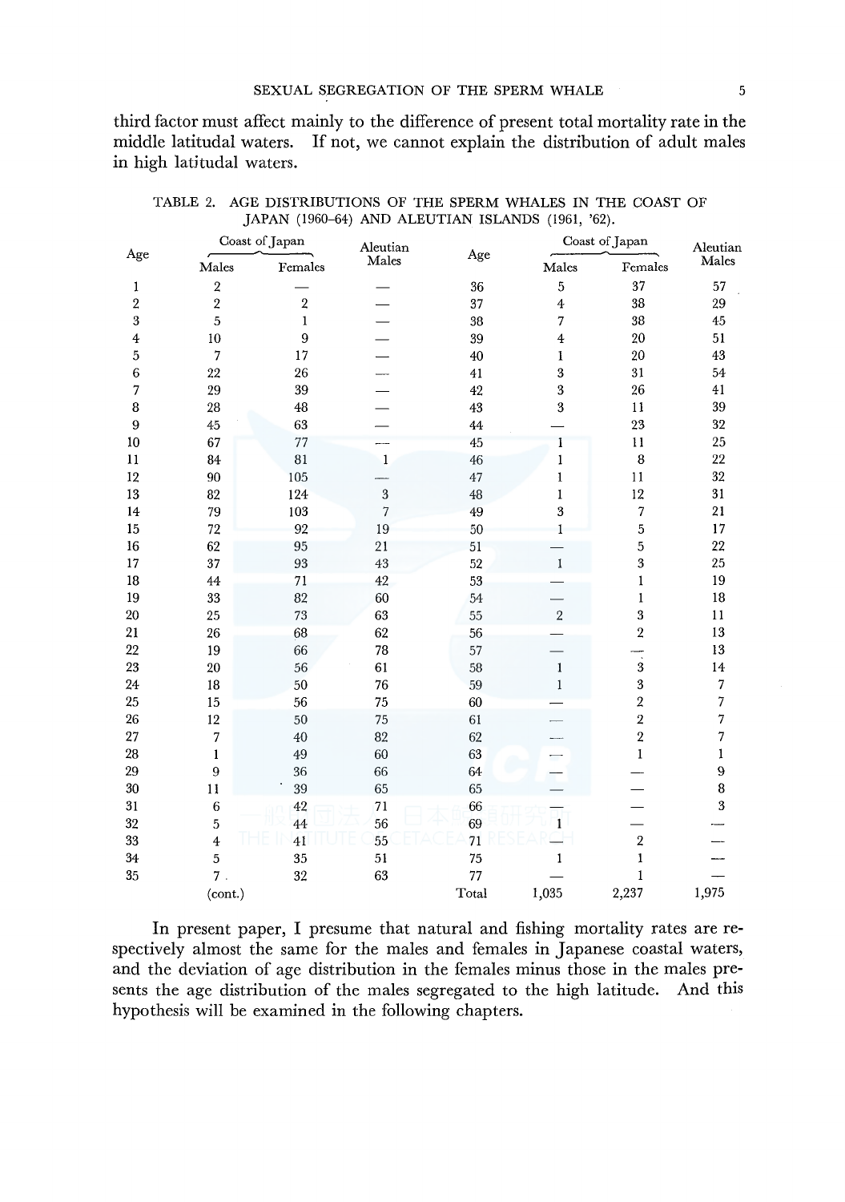third factor must affect mainly to the difference of present total mortality rate in the middle latitudal waters. If not, we cannot explain the distribution of adult males in high latitudal waters.

TABLE 2. AGE DISTRIBUTIONS OF THE SPERM WHALES IN THE COAST OF JAPAN (1960–64) AND ALEUTIAN ISLANDS (1961, '62).

| Age | Coast of Japan | | Aleutian Males | Age | Coast of Japan | | Aleutian Males |
|---|---|---|---|---|---|---|---|
| | Males | Females | | | Males | Females | |
| 1 | 2 | — | — | 36 | 5 | 37 | 57 |
| 2 | 2 | 2 | — | 37 | 4 | 38 | 29 |
| 3 | 5 | 1 | — | 38 | 7 | 38 | 45 |
| 4 | 10 | 9 | — | 39 | 4 | 20 | 51 |
| 5 | 7 | 17 | — | 40 | 1 | 20 | 43 |
| 6 | 22 | 26 | — | 41 | 3 | 31 | 54 |
| 7 | 29 | 39 | — | 42 | 3 | 26 | 41 |
| 8 | 28 | 48 | — | 43 | 3 | 11 | 39 |
| 9 | 45 | 63 | — | 44 | — | 23 | 32 |
| 10 | 67 | 77 | — | 45 | 1 | 11 | 25 |
| 11 | 84 | 81 | 1 | 46 | 1 | 8 | 22 |
| 12 | 90 | 105 | — | 47 | 1 | 11 | 32 |
| 13 | 82 | 124 | 3 | 48 | 1 | 12 | 31 |
| 14 | 79 | 103 | 7 | 49 | 3 | 7 | 21 |
| 15 | 72 | 92 | 19 | 50 | 1 | 5 | 17 |
| 16 | 62 | 95 | 21 | 51 | — | 5 | 22 |
| 17 | 37 | 93 | 43 | 52 | 1 | 3 | 25 |
| 18 | 44 | 71 | 42 | 53 | — | 1 | 19 |
| 19 | 33 | 82 | 60 | 54 | — | 1 | 18 |
| 20 | 25 | 73 | 63 | 55 | 2 | 3 | 11 |
| 21 | 26 | 68 | 62 | 56 | — | 2 | 13 |
| 22 | 19 | 66 | 78 | 57 | — | — | 13 |
| 23 | 20 | 56 | 61 | 58 | 1 | 3 | 14 |
| 24 | 18 | 50 | 76 | 59 | 1 | 3 | 7 |
| 25 | 15 | 56 | 75 | 60 | — | 2 | 7 |
| 26 | 12 | 50 | 75 | 61 | — | 2 | 7 |
| 27 | 7 | 40 | 82 | 62 | — | 2 | 7 |
| 28 | 1 | 49 | 60 | 63 | — | 1 | 1 |
| 29 | 9 | 36 | 66 | 64 | — | — | 9 |
| 30 | 11 | 39 | 65 | 65 | — | — | 8 |
| 31 | 6 | 42 | 71 | 66 | — | — | 3 |
| 32 | 5 | 44 | 56 | 69 | 1 | — | — |
| 33 | 4 | 41 | 55 | 71 | — | 2 | — |
| 34 | 5 | 35 | 51 | 75 | 1 | 1 | — |
| 35 | 7 | 32 | 63 | 77 | — | 1 | — |
| | (cont.) | | | Total | 1,035 | 2,237 | 1,975 |

In present paper, I presume that natural and fishing mortality rates are respectively almost the same for the males and females in Japanese coastal waters, and the deviation of age distribution in the females minus those in the males presents the age distribution of the males segregated to the high latitude. And this hypothesis will be examined in the following chapters.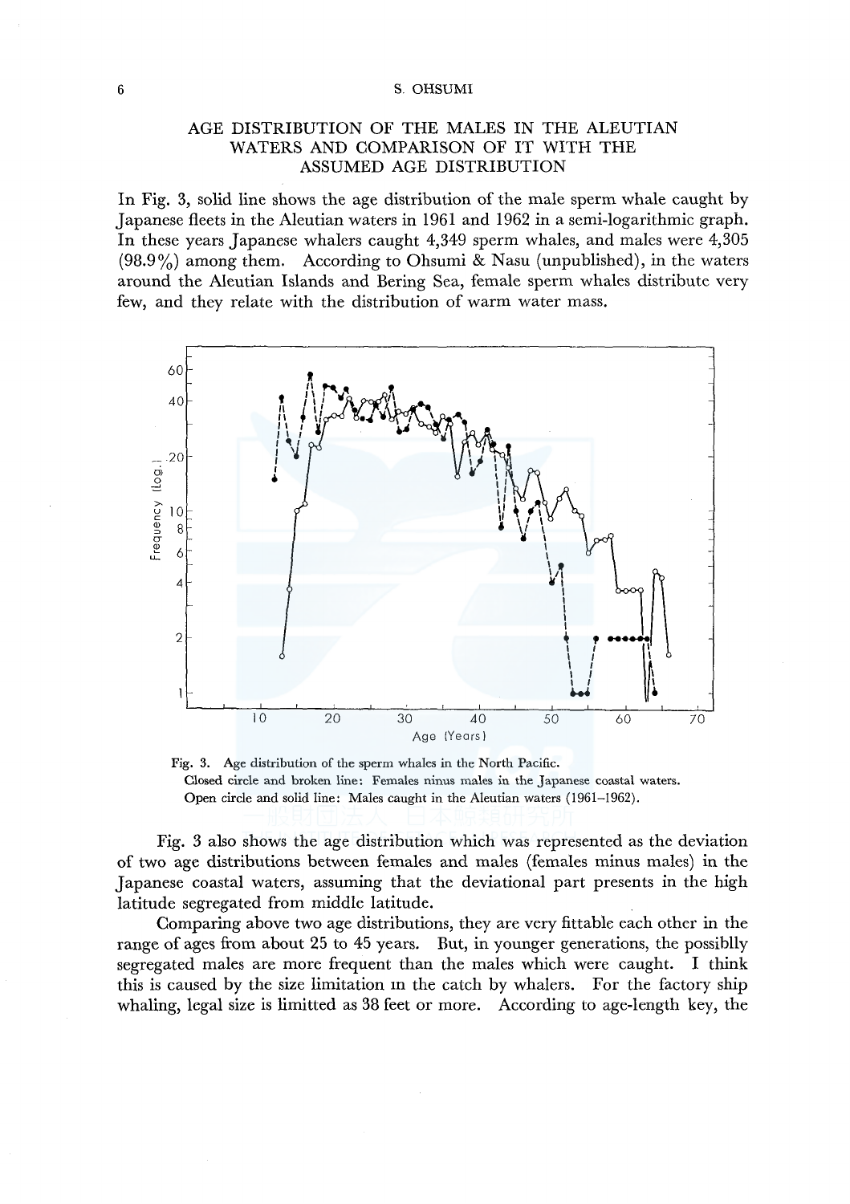## AGE DISTRIBUTION OF THE MALES IN THE ALEUTIAN WATERS AND COMPARISON OF IT WITH THE ASSUMED AGE DISTRIBUTION

In Fig. 3, solid line shows the age distribution of the male sperm whale caught by Japanese fleets in the Aleutian waters in 1961 and 1962 in a semi-logarithmic graph. In these years Japanese whalers caught 4,349 sperm whales, and males were 4,305 (98.9%) among them. According to Ohsumi & Nasu (unpublished), in the waters around the Aleutian Islands and Bering Sea, female sperm whales distribute very few, and they relate with the distribution of warm water mass.

Fig. 3. Age distribution of the sperm whales in the North Pacific.
Closed circle and broken line: Females ninus males in the Japanese coastal waters.
Open circle and solid line: Males caught in the Aleutian waters (1961–1962).

Fig. 3 also shows the age distribution which was represented as the deviation of two age distributions between females and males (females minus males) in the Japanese coastal waters, assuming that the deviational part presents in the high latitude segregated from middle latitude.

Comparing above two age distributions, they are very fittable each other in the range of ages from about 25 to 45 years. But, in younger generations, the possiblly segregated males are more frequent than the males which were caught. I think this is caused by the size limitation in the catch by whalers. For the factory ship whaling, legal size is limitted as 38 feet or more. According to age-length key, the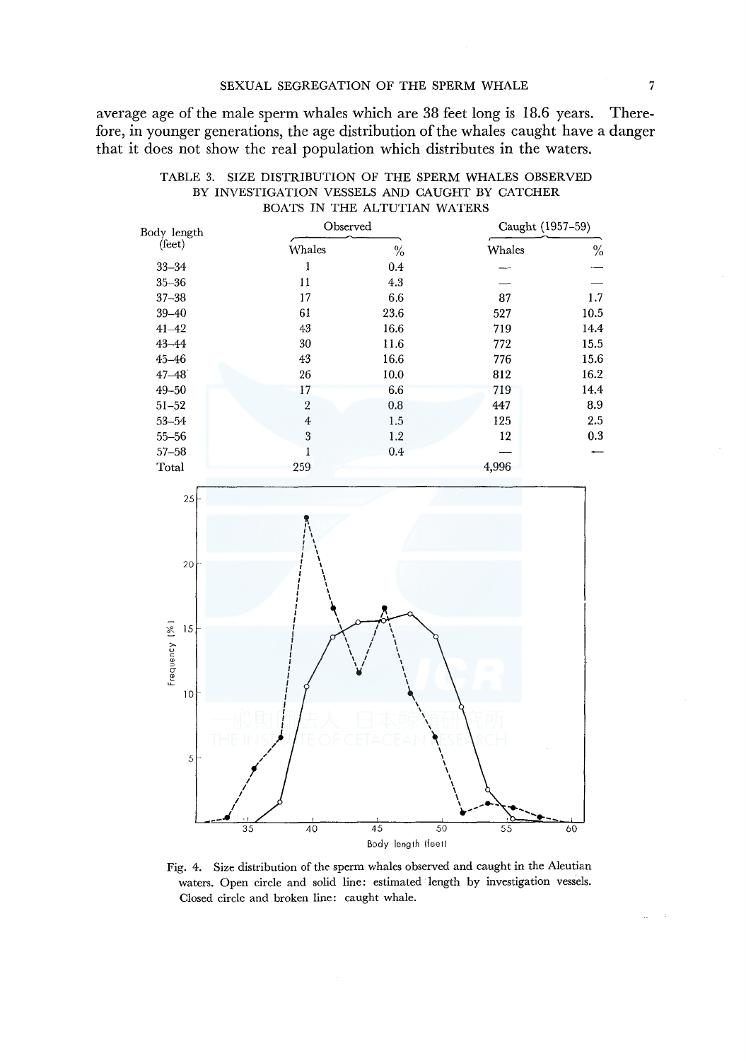average age of the male sperm whales which are 38 feet long is 18.6 years. Therefore, in younger generations, the age distribution of the whales caught have a danger that it does not show the real population which distributes in the waters.

TABLE 3. SIZE DISTRIBUTION OF THE SPERM WHALES OBSERVED BY INVESTIGATION VESSELS AND CAUGHT BY CATCHER BOATS IN THE ALTUTIAN WATERS

| Body length (feet) | Observed | | Caught (1957–59) | |
|---|---|---|---|---|
| | Whales | % | Whales | % |
| 33–34 | 1 | 0.4 | — | — |
| 35–36 | 11 | 4.3 | — | — |
| 37–38 | 17 | 6.6 | 87 | 1.7 |
| 39–40 | 61 | 23.6 | 527 | 10.5 |
| 41–42 | 43 | 16.6 | 719 | 14.4 |
| 43–44 | 30 | 11.6 | 772 | 15.5 |
| 45–46 | 43 | 16.6 | 776 | 15.6 |
| 47–48 | 26 | 10.0 | 812 | 16.2 |
| 49–50 | 17 | 6.6 | 719 | 14.4 |
| 51–52 | 2 | 0.8 | 447 | 8.9 |
| 53–54 | 4 | 1.5 | 125 | 2.5 |
| 55–56 | 3 | 1.2 | 12 | 0.3 |
| 57–58 | 1 | 0.4 | — | — |
| Total | 259 | | 4,996 | |

Fig. 4. Size distribution of the sperm whales observed and caught in the Aleutian waters. Open circle and solid line: estimated length by investigation vessels. Closed circle and broken line: caught whale.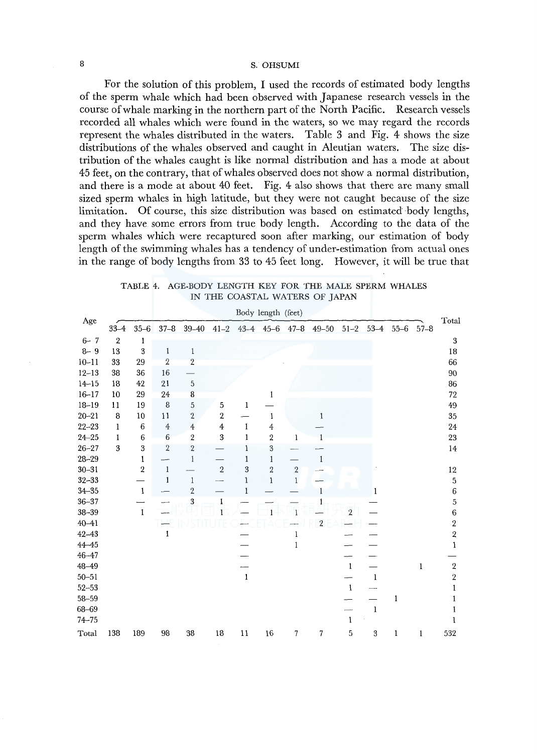For the solution of this problem, I used the records of estimated body lengths of the sperm whale which had been observed with Japanese research vessels in the course of whale marking in the northern part of the North Pacific. Research vessels recorded all whales which were found in the waters, so we may regard the records represent the whales distributed in the waters. Table 3 and Fig. 4 shows the size distributions of the whales observed and caught in Aleutian waters. The size distribution of the whales caught is like normal distribution and has a mode at about 45 feet, on the contrary, that of whales observed does not show a normal distribution, and there is a mode at about 40 feet. Fig. 4 also shows that there are many small sized sperm whales in high latitude, but they were not caught because of the size limitation. Of course, this size distribution was based on estimated body lengths, and they have some errors from true body length. According to the data of the sperm whales which were recaptured soon after marking, our estimation of body length of the swimming whales has a tendency of under-estimation from actual ones in the range of body lengths from 33 to 45 feet long. However, it will be true that

TABLE 4. AGE-BODY LENGTH KEY FOR THE MALE SPERM WHALES IN THE COASTAL WATERS OF JAPAN

| Age | Body length (feet) | | | | | | | | | | | | | Total |
|---|---|---|---|---|---|---|---|---|---|---|---|---|---|---|
| | 33–4 | 35–6 | 37–8 | 39–40 | 41–2 | 43–4 | 45–6 | 47–8 | 49–50 | 51–2 | 53–4 | 55–6 | 57–8 | |
| 6– 7 | 2 | 1 | | | | | | | | | | | | 3 |
| 8– 9 | 13 | 3 | 1 | 1 | | | | | | | | | | 18 |
| 10–11 | 33 | 29 | 2 | 2 | | | | | | | | | | 66 |
| 12–13 | 38 | 36 | 16 | — | | | | | | | | | | 90 |
| 14–15 | 18 | 42 | 21 | 5 | | | | | | | | | | 86 |
| 16–17 | 10 | 29 | 24 | 8 | | | 1 | | | | | | | 72 |
| 18–19 | 11 | 19 | 8 | 5 | 5 | 1 | — | | | | | | | 49 |
| 20–21 | 8 | 10 | 11 | 2 | 2 | — | 1 | | 1 | | | | | 35 |
| 22–23 | 1 | 6 | 4 | 4 | 4 | 1 | 4 | | — | | | | | 24 |
| 24–25 | 1 | 6 | 6 | 2 | 3 | 1 | 2 | 1 | 1 | | | | | 23 |
| 26–27 | 3 | 3 | 2 | 2 | — | 1 | 3 | — | — | | | | | 14 |
| 28–29 | | 1 | — | 1 | — | 1 | 1 | — | 1 | | | | | |
| 30–31 | | 2 | 1 | — | 2 | 3 | 2 | 2 | — | | | | | 12 |
| 32–33 | | — | 1 | 1 | — | 1 | 1 | 1 | — | | | | | 5 |
| 34–35 | | 1 | — | 2 | — | 1 | — | — | 1 | | 1 | | | 6 |
| 36–37 | | — | — | 3 | 1 | — | — | — | 1 | | — | | | 5 |
| 38–39 | | 1 | — | | 1 | — | 1 | 1 | — | 2 | — | | | 6 |
| 40–41 | | | — | | | — | | — | 2 | — | — | | | 2 |
| 42–43 | | | 1 | | | — | | 1 | | — | — | | | 2 |
| 44–45 | | | | | | — | | 1 | | — | — | | | 1 |
| 46–47 | | | | | | — | | | | — | — | | | — |
| 48–49 | | | | | | — | | | | 1 | — | | 1 | 2 |
| 50–51 | | | | | | 1 | | | | — | 1 | | | 2 |
| 52–53 | | | | | | | | | | 1 | — | | | 1 |
| 58–59 | | | | | | | | | | — | — | 1 | | 1 |
| 68–69 | | | | | | | | | | — | 1 | | | 1 |
| 74–75 | | | | | | | | | | 1 | | | | 1 |
| Total | 138 | 189 | 98 | 38 | 18 | 11 | 16 | 7 | 7 | 5 | 3 | 1 | 1 | 532 |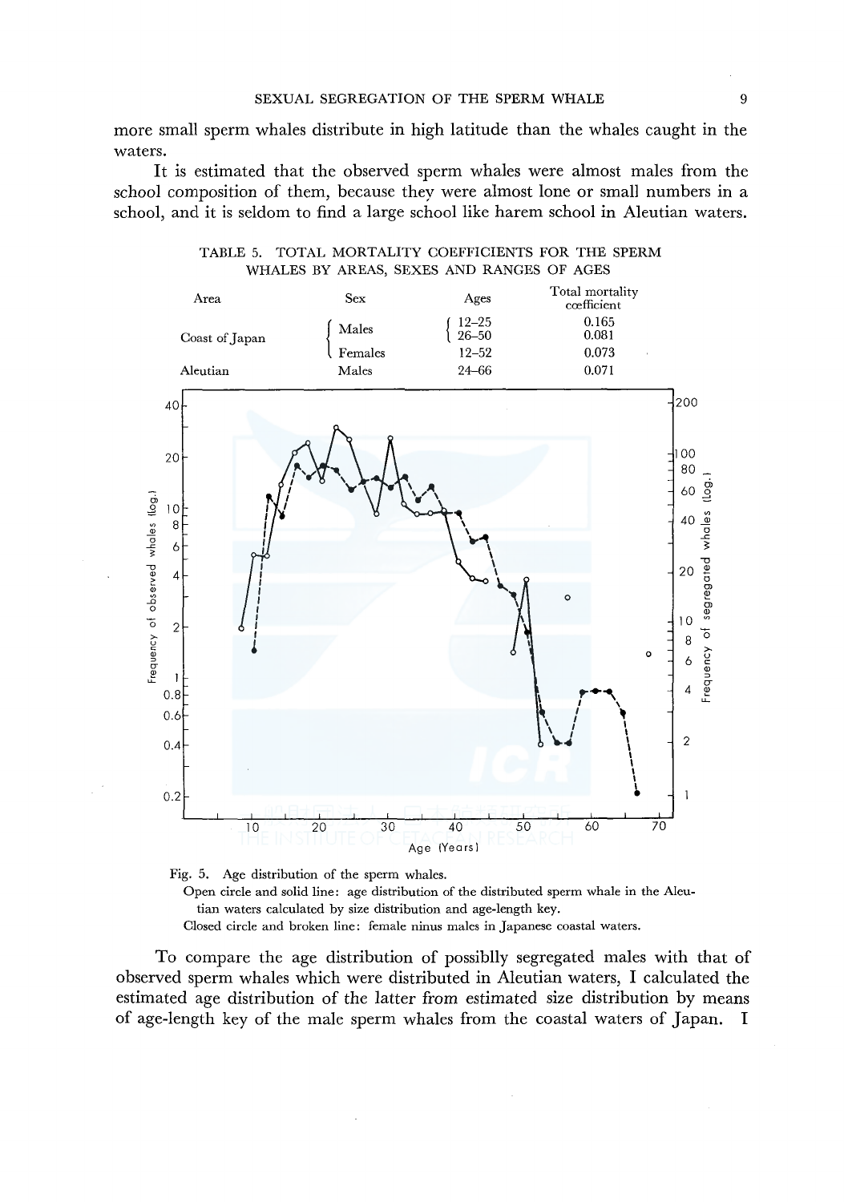more small sperm whales distribute in high latitude than the whales caught in the waters.

It is estimated that the observed sperm whales were almost males from the school composition of them, because they were almost lone or small numbers in a school, and it is seldom to find a large school like harem school in Aleutian waters.

TABLE 5. TOTAL MORTALITY COEFFICIENTS FOR THE SPERM WHALES BY AREAS, SEXES AND RANGES OF AGES

| Area | Sex | Ages | Total mortality coefficient |
|---|---|---|---|
| Coast of Japan | Males | 12–25 | 0.165 |
| | | 26–50 | 0.081 |
| | Females | 12–52 | 0.073 |
| Aleutian | Males | 24–66 | 0.071 |

Fig. 5. Age distribution of the sperm whales.
Open circle and solid line: age distribution of the distributed sperm whale in the Aleutian waters calculated by size distribution and age-length key.
Closed circle and broken line: female ninus males in Japanese coastal waters.

To compare the age distribution of possiblly segregated males with that of observed sperm whales which were distributed in Aleutian waters, I calculated the estimated age distribution of the latter from estimated size distribution by means of age-length key of the male sperm whales from the coastal waters of Japan. I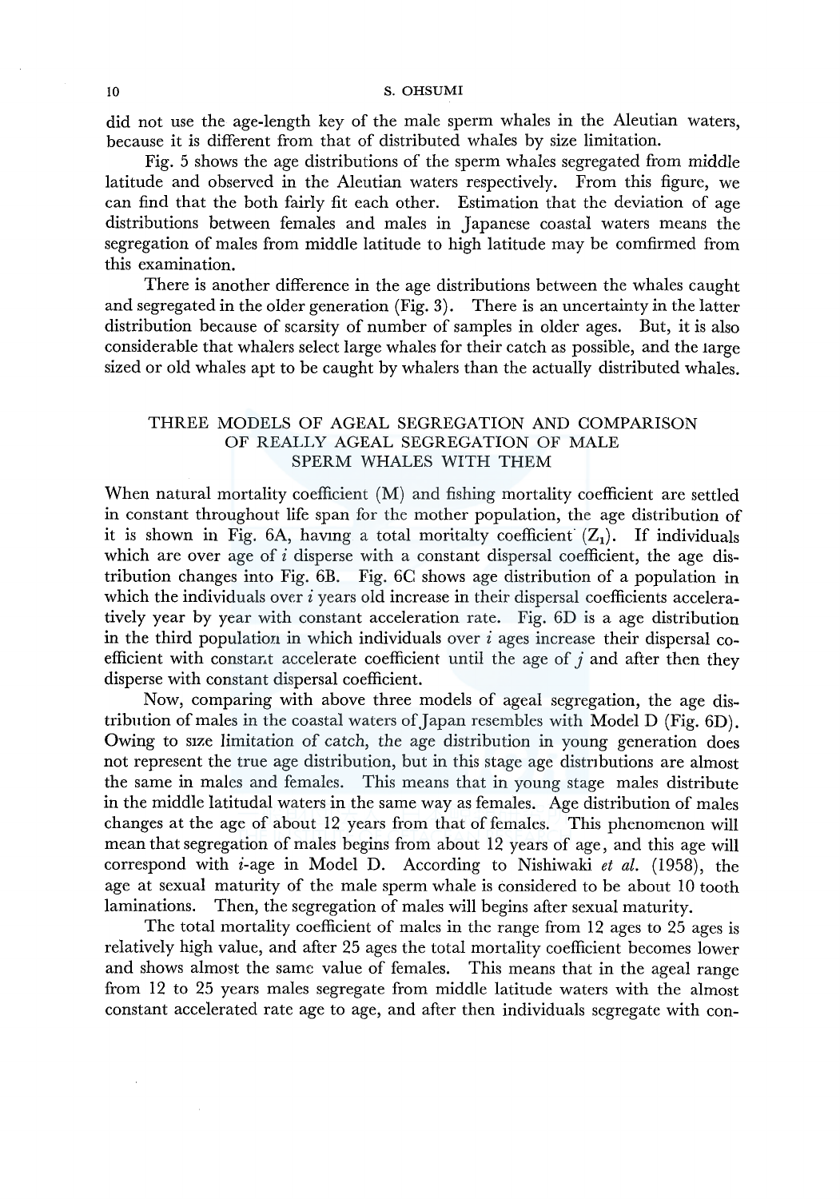did not use the age-length key of the male sperm whales in the Aleutian waters, because it is different from that of distributed whales by size limitation.

Fig. 5 shows the age distributions of the sperm whales segregated from middle latitude and observed in the Aleutian waters respectively. From this figure, we can find that the both fairly fit each other. Estimation that the deviation of age distributions between females and males in Japanese coastal waters means the segregation of males from middle latitude to high latitude may be comfirmed from this examination.

There is another difference in the age distributions between the whales caught and segregated in the older generation (Fig. 3). There is an uncertainty in the latter distribution because of scarsity of number of samples in older ages. But, it is also considerable that whalers select large whales for their catch as possible, and the large sized or old whales apt to be caught by whalers than the actually distributed whales.

## THREE MODELS OF AGEAL SEGREGATION AND COMPARISON OF REALLY AGEAL SEGREGATION OF MALE SPERM WHALES WITH THEM

When natural mortality coefficient (M) and fishing mortality coefficient are settled in constant throughout life span for the mother population, the age distribution of it is shown in Fig. 6A, having a total moritalty coefficient ($Z_1$). If individuals which are over age of $i$ disperse with a constant dispersal coefficient, the age distribution changes into Fig. 6B. Fig. 6C shows age distribution of a population in which the individuals over $i$ years old increase in their dispersal coefficients acceleratively year by year with constant acceleration rate. Fig. 6D is a age distribution in the third population in which individuals over $i$ ages increase their dispersal coefficient with constant accelerate coefficient until the age of $j$ and after then they disperse with constant dispersal coefficient.

Now, comparing with above three models of ageal segregation, the age distribution of males in the coastal waters of Japan resembles with Model D (Fig. 6D). Owing to size limitation of catch, the age distribution in young generation does not represent the true age distribution, but in this stage age distributions are almost the same in males and females. This means that in young stage males distribute in the middle latitudal waters in the same way as females. Age distribution of males changes at the age of about 12 years from that of females. This phenomenon will mean that segregation of males begins from about 12 years of age, and this age will correspond with $i$-age in Model D. According to Nishiwaki *et al.* (1958), the age at sexual maturity of the male sperm whale is considered to be about 10 tooth laminations. Then, the segregation of males will begins after sexual maturity.

The total mortality coefficient of males in the range from 12 ages to 25 ages is relatively high value, and after 25 ages the total mortality coefficient becomes lower and shows almost the same value of females. This means that in the ageal range from 12 to 25 years males segregate from middle latitude waters with the almost constant accelerated rate age to age, and after then individuals segregate with con-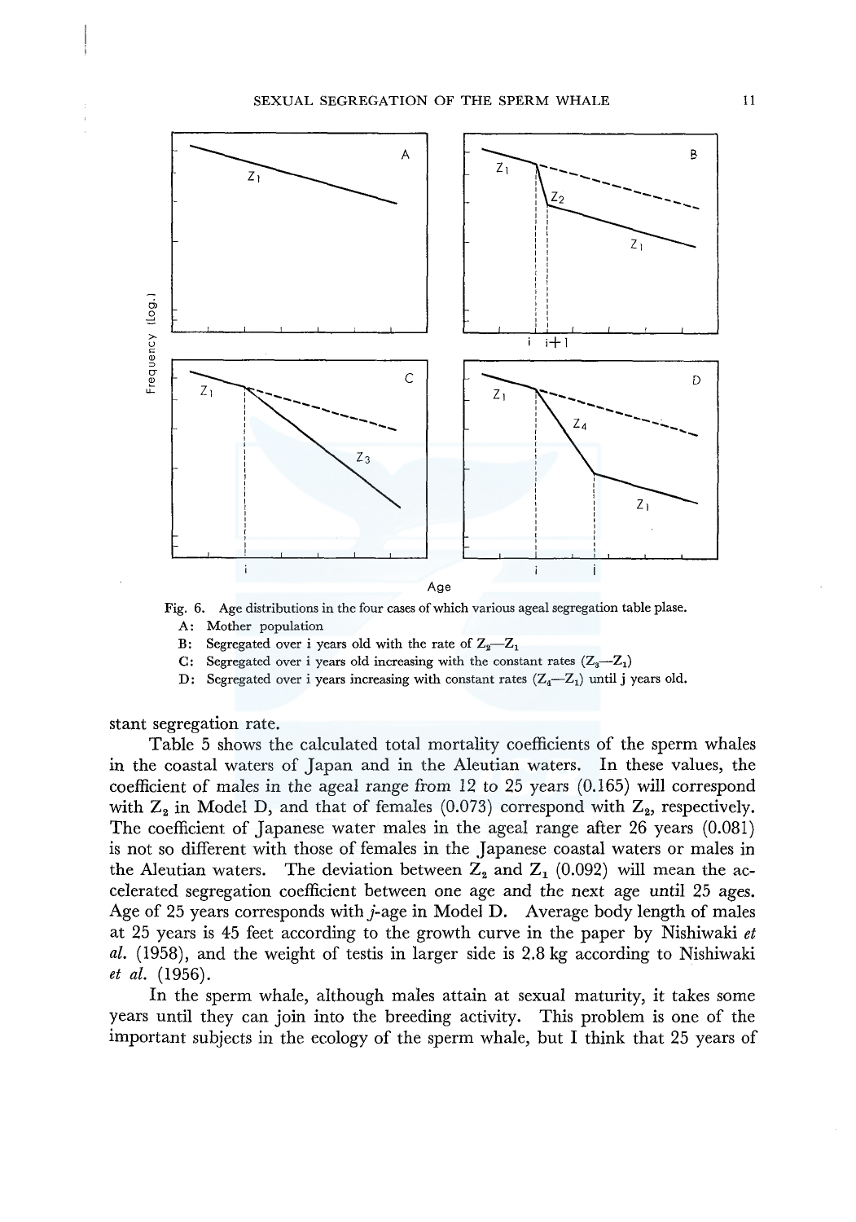Fig. 6. Age distributions in the four cases of which various ageal segregation table plase.

A: Mother population

B: Segregated over i years old with the rate of $Z_2$—$Z_1$

C: Segregated over i years old increasing with the constant rates ($Z_3$—$Z_1$)

D: Segregated over i years increasing with constant rates ($Z_4$—$Z_1$) until j years old.

stant segregation rate.

Table 5 shows the calculated total mortality coefficients of the sperm whales in the coastal waters of Japan and in the Aleutian waters. In these values, the coefficient of males in the ageal range from 12 to 25 years (0.165) will correspond with $Z_2$ in Model D, and that of females (0.073) correspond with $Z_2$, respectively. The coefficient of Japanese water males in the ageal range after 26 years (0.081) is not so different with those of females in the Japanese coastal waters or males in the Aleutian waters. The deviation between $Z_2$ and $Z_1$ (0.092) will mean the accelerated segregation coefficient between one age and the next age until 25 ages. Age of 25 years corresponds with *j*-age in Model D. Average body length of males at 25 years is 45 feet according to the growth curve in the paper by Nishiwaki *et al.* (1958), and the weight of testis in larger side is 2.8 kg according to Nishiwaki *et al.* (1956).

In the sperm whale, although males attain at sexual maturity, it takes some years until they can join into the breeding activity. This problem is one of the important subjects in the ecology of the sperm whale, but I think that 25 years of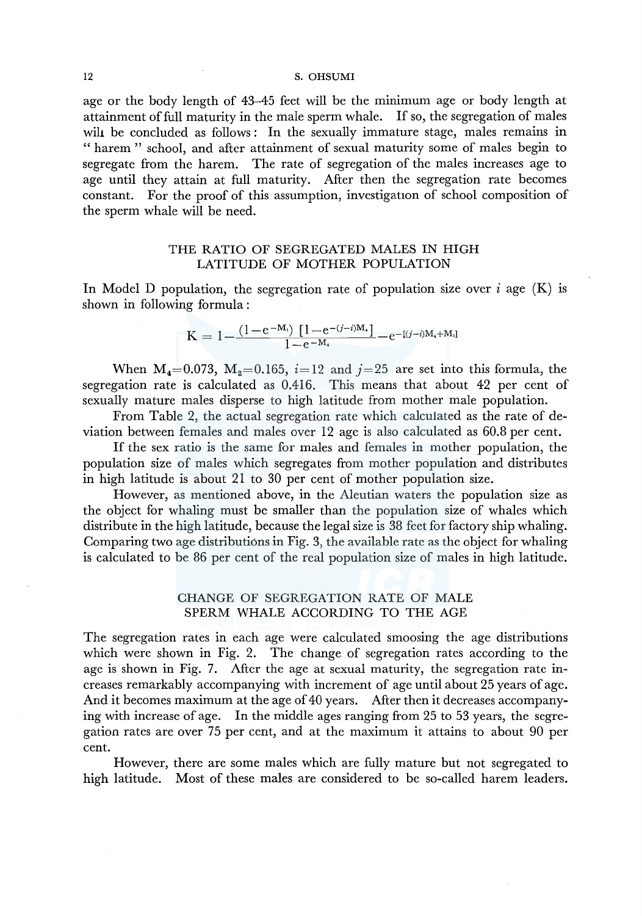age or the body length of 43–45 feet will be the minimum age or body length at attainment of full maturity in the male sperm whale. If so, the segregation of males will be concluded as follows: In the sexually immature stage, males remains in " harem " school, and after attainment of sexual maturity some of males begin to segregate from the harem. The rate of segregation of the males increases age to age until they attain at full maturity. After then the segregation rate becomes constant. For the proof of this assumption, investigation of school composition of the sperm whale will be need.

## THE RATIO OF SEGREGATED MALES IN HIGH LATITUDE OF MOTHER POPULATION

In Model D population, the segregation rate of population size over $i$ age (K) is shown in following formula:

$$K = 1 - \frac{(1-e^{-M_1})\left[1-e^{-(j-i)M_4}\right]}{1-e^{-M_4}} - e^{-[(j-i)M_4+M_1]}$$

When $M_4=0.073$, $M_2=0.165$, $i=12$ and $j=25$ are set into this formula, the segregation rate is calculated as 0.416. This means that about 42 per cent of sexually mature males disperse to high latitude from mother male population.

From Table 2, the actual segregation rate which calculated as the rate of deviation between females and males over 12 age is also calculated as 60.8 per cent.

If the sex ratio is the same for males and females in mother population, the population size of males which segregates from mother population and distributes in high latitude is about 21 to 30 per cent of mother population size.

However, as mentioned above, in the Aleutian waters the population size as the object for whaling must be smaller than the population size of whales which distribute in the high latitude, because the legal size is 38 feet for factory ship whaling. Comparing two age distributions in Fig. 3, the available rate as the object for whaling is calculated to be 86 per cent of the real population size of males in high latitude.

## CHANGE OF SEGREGATION RATE OF MALE SPERM WHALE ACCORDING TO THE AGE

The segregation rates in each age were calculated smoosing the age distributions which were shown in Fig. 2. The change of segregation rates according to the age is shown in Fig. 7. After the age at sexual maturity, the segregation rate increases remarkably accompanying with increment of age until about 25 years of age. And it becomes maximum at the age of 40 years. After then it decreases accompanying with increase of age. In the middle ages ranging from 25 to 53 years, the segregation rates are over 75 per cent, and at the maximum it attains to about 90 per cent.

However, there are some males which are fully mature but not segregated to high latitude. Most of these males are considered to be so-called harem leaders.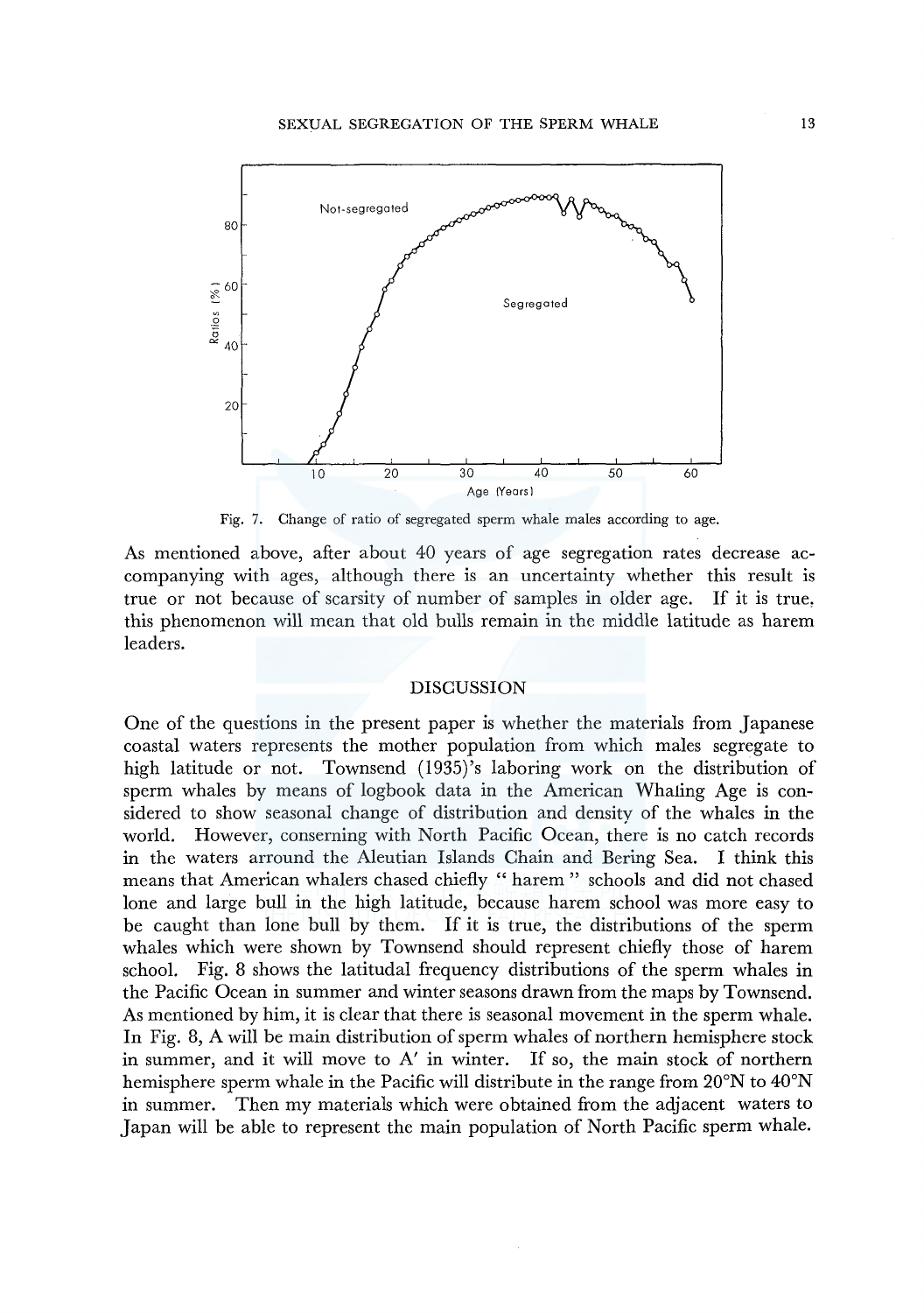Fig. 7. Change of ratio of segregated sperm whale males according to age.

As mentioned above, after about 40 years of age segregation rates decrease accompanying with ages, although there is an uncertainty whether this result is true or not because of scarsity of number of samples in older age. If it is true, this phenomenon will mean that old bulls remain in the middle latitude as harem leaders.

## DISCUSSION

One of the questions in the present paper is whether the materials from Japanese coastal waters represents the mother population from which males segregate to high latitude or not. Townsend (1935)'s laboring work on the distribution of sperm whales by means of logbook data in the American Whaling Age is considered to show seasonal change of distribution and density of the whales in the world. However, conserning with North Pacific Ocean, there is no catch records in the waters arround the Aleutian Islands Chain and Bering Sea. I think this means that American whalers chased chiefly "harem" schools and did not chased lone and large bull in the high latitude, because harem school was more easy to be caught than lone bull by them. If it is true, the distributions of the sperm whales which were shown by Townsend should represent chiefly those of harem school. Fig. 8 shows the latitudal frequency distributions of the sperm whales in the Pacific Ocean in summer and winter seasons drawn from the maps by Townsend. As mentioned by him, it is clear that there is seasonal movement in the sperm whale. In Fig. 8, A will be main distribution of sperm whales of northern hemisphere stock in summer, and it will move to A′ in winter. If so, the main stock of northern hemisphere sperm whale in the Pacific will distribute in the range from 20°N to 40°N in summer. Then my materials which were obtained from the adjacent waters to Japan will be able to represent the main population of North Pacific sperm whale.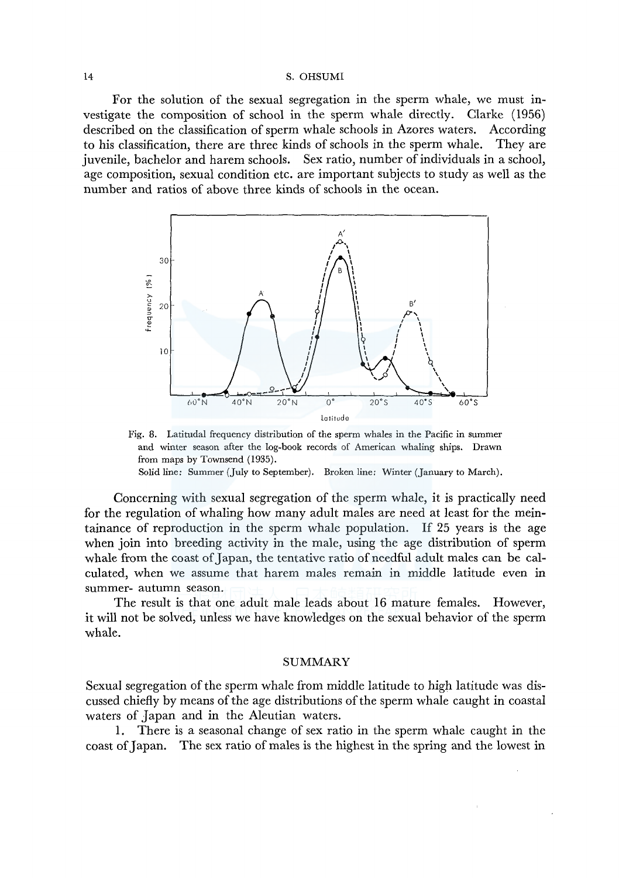For the solution of the sexual segregation in the sperm whale, we must investigate the composition of school in the sperm whale directly. Clarke (1956) described on the classification of sperm whale schools in Azores waters. According to his classification, there are three kinds of schools in the sperm whale. They are juvenile, bachelor and harem schools. Sex ratio, number of individuals in a school, age composition, sexual condition etc. are important subjects to study as well as the number and ratios of above three kinds of schools in the ocean.

Fig. 8. Latitudal frequency distribution of the sperm whales in the Pacific in summer and winter season after the log-book records of American whaling ships. Drawn from maps by Townsend (1935).
Solid line: Summer (July to September). Broken line: Winter (January to March).

Concerning with sexual segregation of the sperm whale, it is practically need for the regulation of whaling how many adult males are need at least for the meintainance of reproduction in the sperm whale population. If 25 years is the age when join into breeding activity in the male, using the age distribution of sperm whale from the coast of Japan, the tentative ratio of needful adult males can be calculated, when we assume that harem males remain in middle latitude even in summer- autumn season.

The result is that one adult male leads about 16 mature females. However, it will not be solved, unless we have knowledges on the sexual behavior of the sperm whale.

## SUMMARY

Sexual segregation of the sperm whale from middle latitude to high latitude was discussed chiefly by means of the age distributions of the sperm whale caught in coastal waters of Japan and in the Aleutian waters.

1. There is a seasonal change of sex ratio in the sperm whale caught in the coast of Japan. The sex ratio of males is the highest in the spring and the lowest in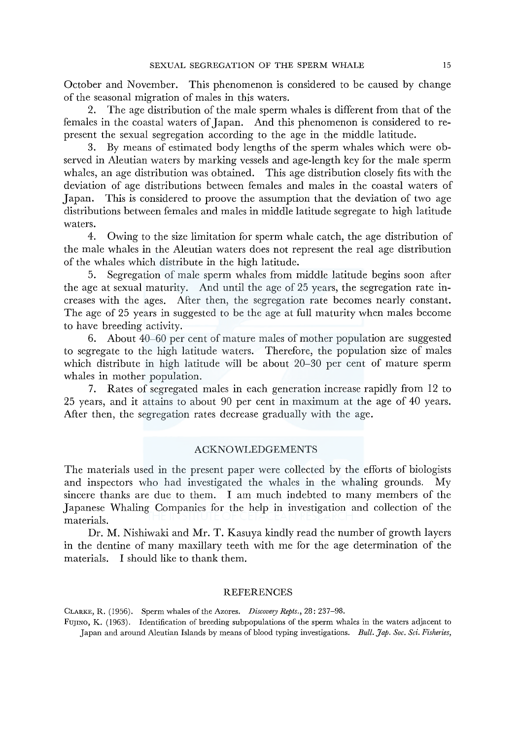October and November. This phenomenon is considered to be caused by change of the seasonal migration of males in this waters.

2. The age distribution of the male sperm whales is different from that of the females in the coastal waters of Japan. And this phenomenon is considered to represent the sexual segregation according to the age in the middle latitude.

3. By means of estimated body lengths of the sperm whales which were observed in Aleutian waters by marking vessels and age-length key for the male sperm whales, an age distribution was obtained. This age distribution closely fits with the deviation of age distributions between females and males in the coastal waters of Japan. This is considered to proove the assumption that the deviation of two age distributions between females and males in middle latitude segregate to high latitude waters.

4. Owing to the size limitation for sperm whale catch, the age distribution of the male whales in the Aleutian waters does not represent the real age distribution of the whales which distribute in the high latitude.

5. Segregation of male sperm whales from middle latitude begins soon after the age at sexual maturity. And until the age of 25 years, the segregation rate increases with the ages. After then, the segregation rate becomes nearly constant. The age of 25 years in suggested to be the age at full maturity when males become to have breeding activity.

6. About 40–60 per cent of mature males of mother population are suggested to segregate to the high latitude waters. Therefore, the population size of males which distribute in high latitude will be about 20–30 per cent of mature sperm whales in mother population.

7. Rates of segregated males in each generation increase rapidly from 12 to 25 years, and it attains to about 90 per cent in maximum at the age of 40 years. After then, the segregation rates decrease gradually with the age.

## ACKNOWLEDGEMENTS

The materials used in the present paper were collected by the efforts of biologists and inspectors who had investigated the whales in the whaling grounds. My sincere thanks are due to them. I am much indebted to many members of the Japanese Whaling Companies for the help in investigation and collection of the materials.

Dr. M. Nishiwaki and Mr. T. Kasuya kindly read the number of growth layers in the dentine of many maxillary teeth with me for the age determination of the materials. I should like to thank them.

## REFERENCES

Clarke, R. (1956). Sperm whales of the Azores. *Discovery Repts.*, 28: 237–98.

Fujino, K. (1963). Identification of breeding subpopulations of the sperm whales in the waters adjacent to Japan and around Aleutian Islands by means of blood typing investigations. *Bull. Jap. Soc. Sci. Fisheries*,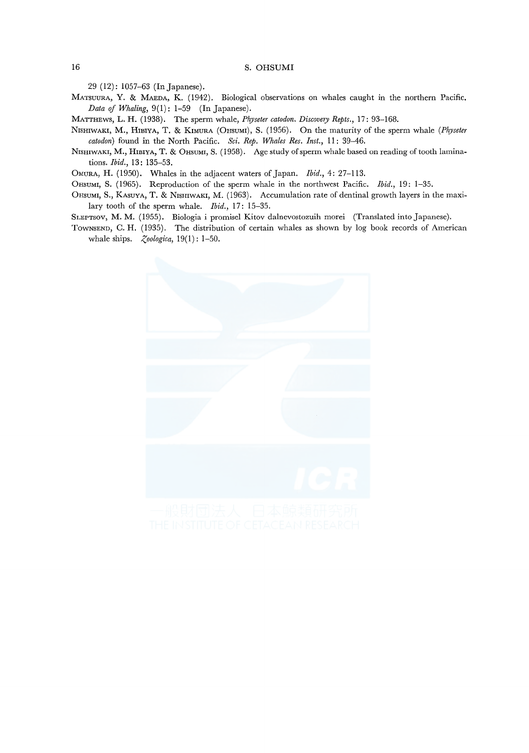29 (12): 1057–63 (In Japanese).

Matsuura, Y. & Maeda, K. (1942). Biological observations on whales caught in the northern Pacific. *Data of Whaling*, 9(1): 1–59 (In Japanese).

Matthews, L. H. (1938). The sperm whale, *Physeter catodon*. *Discovery Repts.*, 17: 93–168.

Nishiwaki, M., Hibiya, T. & Kimura (Ohsumi), S. (1956). On the maturity of the sperm whale (*Physeter catodon*) found in the North Pacific. *Sci. Rep. Whales Res. Inst.*, 11: 39–46.

Nishiwaki, M., Hibiya, T. & Ohsumi, S. (1958). Age study of sperm whale based on reading of tooth laminations. *Ibid.*, 13: 135–53.

Omura, H. (1950). Whales in the adjacent waters of Japan. *Ibid.*, 4: 27–113.

Ohsumi, S. (1965). Reproduction of the sperm whale in the northwest Pacific. *Ibid.*, 19: 1–35.

Ohsumi, S., Kasuya, T. & Nishiwaki, M. (1963). Accumulation rate of dentinal growth layers in the maxillary tooth of the sperm whale. *Ibid.*, 17: 15–35.

Sleptsov, M. M. (1955). Biologia i promisel Kitov dalnevostozuih morei (Translated into Japanese).

Townsend, C. H. (1935). The distribution of certain whales as shown by log book records of American whale ships. *Zoologica*, 19(1): 1–50.